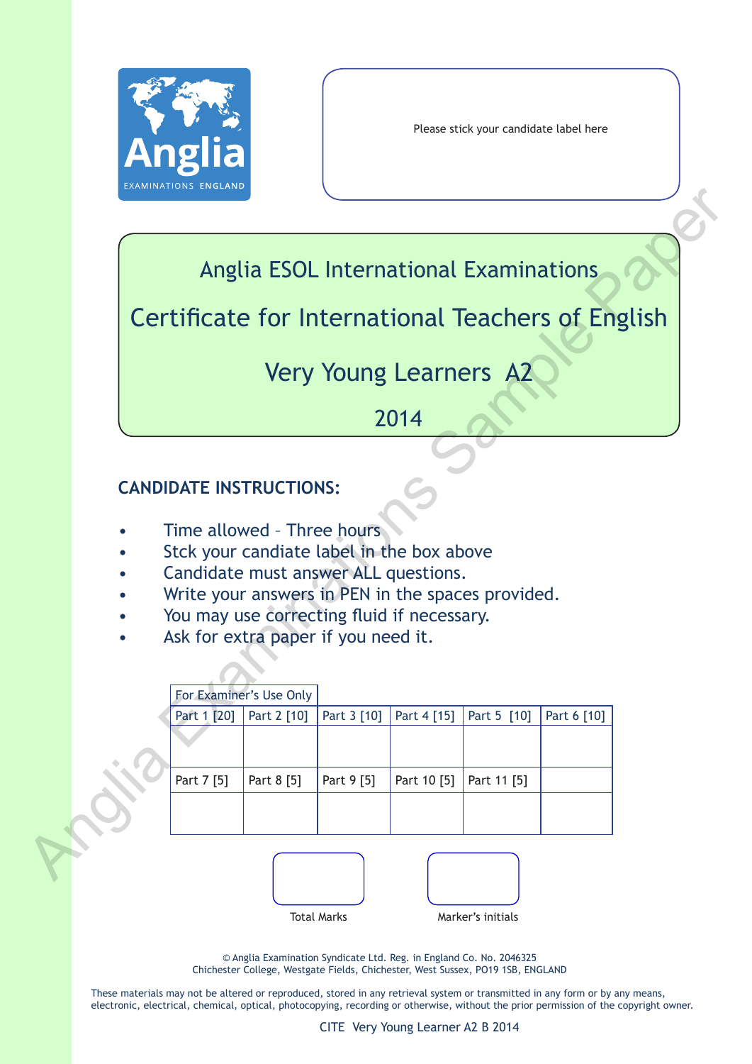Anglia
EXAMINATIONS ENGLAND

Please stick your candidate label here

# Anglia ESOL International Examinations

# Certificate for International Teachers of English

# Very Young Learners A2

# 2014

## CANDIDATE INSTRUCTIONS:

- Time allowed – Three hours
- Stck your candiate label in the box above
- Candidate must answer ALL questions.
- Write your answers in PEN in the spaces provided.
- You may use correcting fluid if necessary.
- Ask for extra paper if you need it.

| For Examiner's Use Only | | | | | |
|---|---|---|---|---|---|
| Part 1 [20] | Part 2 [10] | Part 3 [10] | Part 4 [15] | Part 5 [10] | Part 6 [10] |
| | | | | | |
| Part 7 [5] | Part 8 [5] | Part 9 [5] | Part 10 [5] | Part 11 [5] | |
| | | | | | |

Total Marks

Marker's initials

© Anglia Examination Syndicate Ltd. Reg. in England Co. No. 2046325
Chichester College, Westgate Fields, Chichester, West Sussex, PO19 1SB, ENGLAND

These materials may not be altered or reproduced, stored in any retrieval system or transmitted in any form or by any means, electronic, electrical, chemical, optical, photocopying, recording or otherwise, without the prior permission of the copyright owner.

CITE Very Young Learner A2 B 2014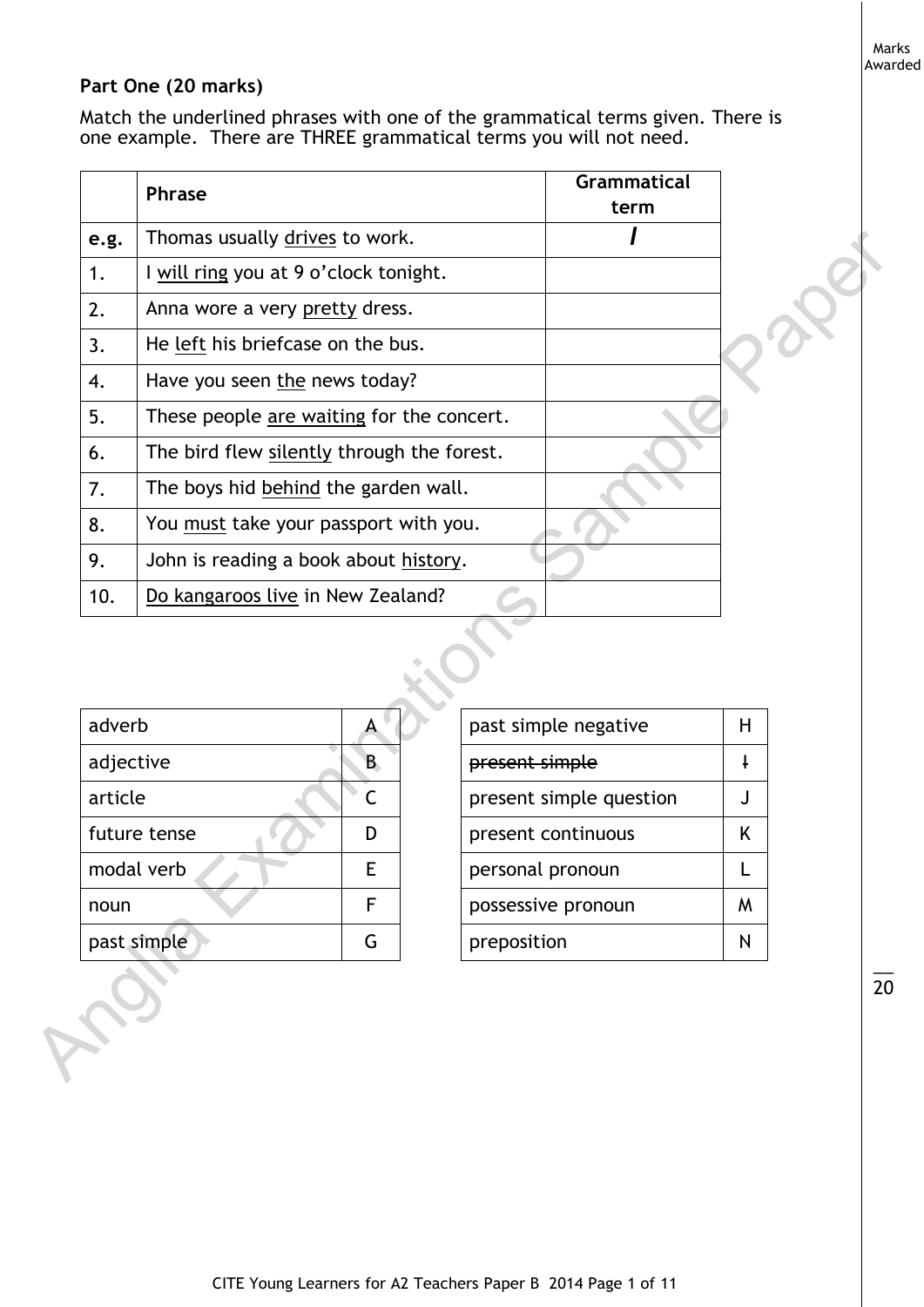Marks Awarded

**Part One (20 marks)**

Match the underlined phrases with one of the grammatical terms given. There is one example. There are THREE grammatical terms you will not need.

| | Phrase | Grammatical term |
|---|---|---|
| **e.g.** | Thomas usually <u>drives</u> to work. | ***I*** |
| 1. | I <u>will ring</u> you at 9 o'clock tonight. | |
| 2. | Anna wore a very <u>pretty</u> dress. | |
| 3. | He <u>left</u> his briefcase on the bus. | |
| 4. | Have you seen <u>the</u> news today? | |
| 5. | These people <u>are waiting</u> for the concert. | |
| 6. | The bird flew <u>silently</u> through the forest. | |
| 7. | The boys hid <u>behind</u> the garden wall. | |
| 8. | You <u>must</u> take your passport with you. | |
| 9. | John is reading a book about <u>history</u>. | |
| 10. | <u>Do kangaroos live</u> in New Zealand? | |

| | |
|---|---|
| adverb | A |
| adjective | B |
| article | C |
| future tense | D |
| modal verb | E |
| noun | F |
| past simple | G |

| | |
|---|---|
| past simple negative | H |
| ~~present simple~~ | ~~I~~ |
| present simple question | J |
| present continuous | K |
| personal pronoun | L |
| possessive pronoun | M |
| preposition | N |

20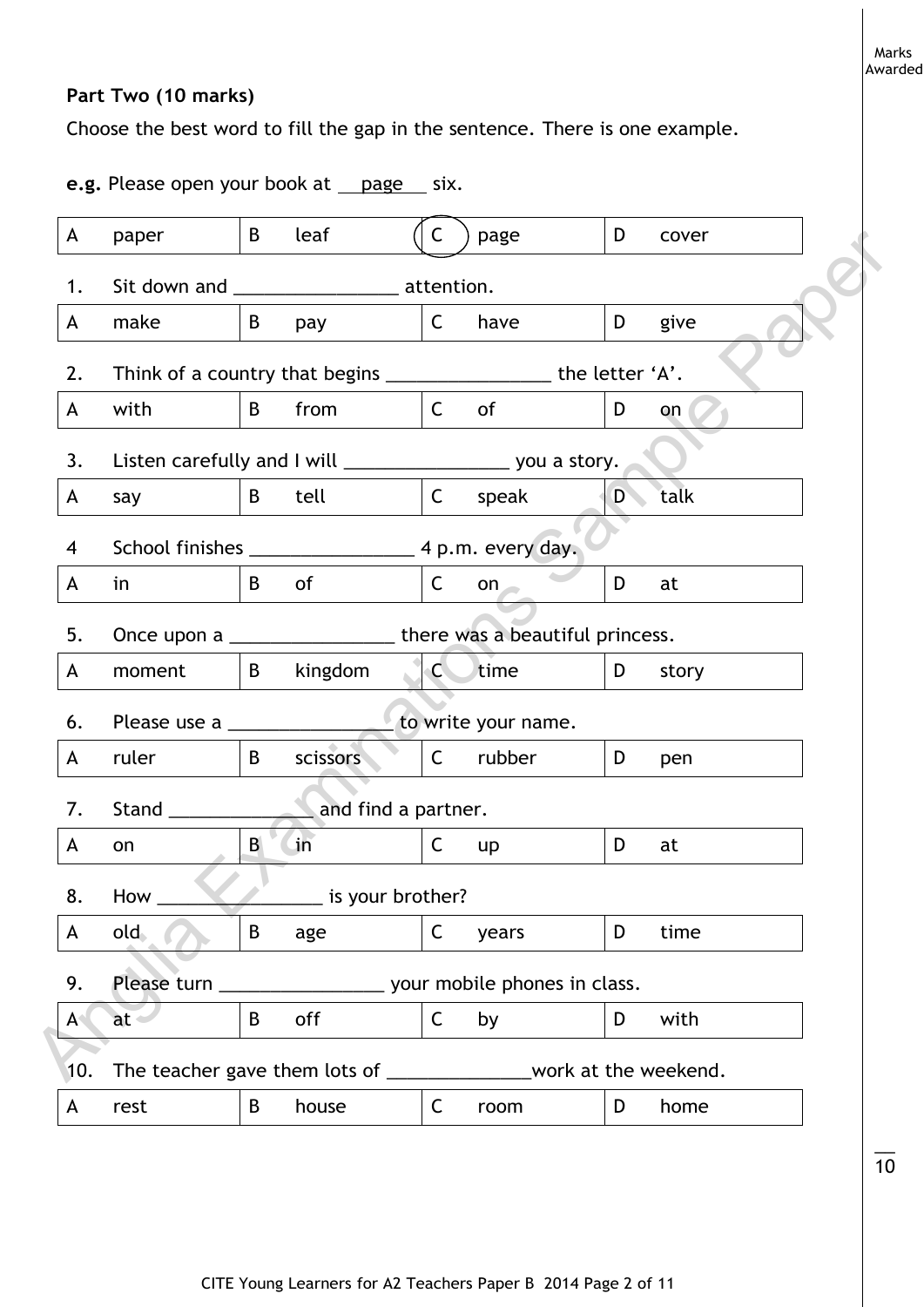Marks Awarded

**Part Two (10 marks)**

Choose the best word to fill the gap in the sentence. There is one example.

**e.g.** Please open your book at __page__ six.

| A | paper | B | leaf | (C) | page | D | cover |
|---|---|---|---|---|---|---|---|

1. Sit down and ________________ attention.

| A | make | B | pay | C | have | D | give |
|---|---|---|---|---|---|---|---|

2. Think of a country that begins ________________ the letter 'A'.

| A | with | B | from | C | of | D | on |
|---|---|---|---|---|---|---|---|

3. Listen carefully and I will ________________ you a story.

| A | say | B | tell | C | speak | D | talk |
|---|---|---|---|---|---|---|---|

4 School finishes ________________ 4 p.m. every day.

| A | in | B | of | C | on | D | at |
|---|---|---|---|---|---|---|---|

5. Once upon a ________________ there was a beautiful princess.

| A | moment | B | kingdom | C | time | D | story |
|---|---|---|---|---|---|---|---|

6. Please use a ________________ to write your name.

| A | ruler | B | scissors | C | rubber | D | pen |
|---|---|---|---|---|---|---|---|

7. Stand ______________ and find a partner.

| A | on | B | in | C | up | D | at |
|---|---|---|---|---|---|---|---|

8. How ________________ is your brother?

| A | old | B | age | C | years | D | time |
|---|---|---|---|---|---|---|---|

9. Please turn ________________ your mobile phones in class.

| A | at | B | off | C | by | D | with |
|---|---|---|---|---|---|---|---|

10. The teacher gave them lots of ______________work at the weekend.

| A | rest | B | house | C | room | D | home |
|---|---|---|---|---|---|---|---|

___
10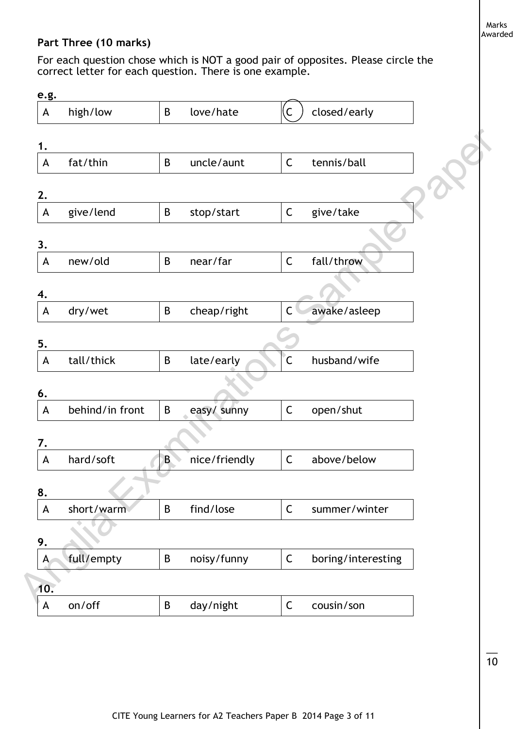Marks Awarded

**Part Three (10 marks)**

For each question chose which is NOT a good pair of opposites. Please circle the correct letter for each question. There is one example.

**e.g.**

| A high/low | B love/hate | (C) closed/early |
|---|---|---|

**1.**

| A fat/thin | B uncle/aunt | C tennis/ball |
|---|---|---|

**2.**

| A give/lend | B stop/start | C give/take |
|---|---|---|

**3.**

| A new/old | B near/far | C fall/throw |
|---|---|---|

**4.**

| A dry/wet | B cheap/right | C awake/asleep |
|---|---|---|

**5.**

| A tall/thick | B late/early | C husband/wife |
|---|---|---|

**6.**

| A behind/in front | B easy/ sunny | C open/shut |
|---|---|---|

**7.**

| A hard/soft | B nice/friendly | C above/below |
|---|---|---|

**8.**

| A short/warm | B find/lose | C summer/winter |
|---|---|---|

**9.**

| A full/empty | B noisy/funny | C boring/interesting |
|---|---|---|

**10.**

| A on/off | B day/night | C cousin/son |
|---|---|---|

10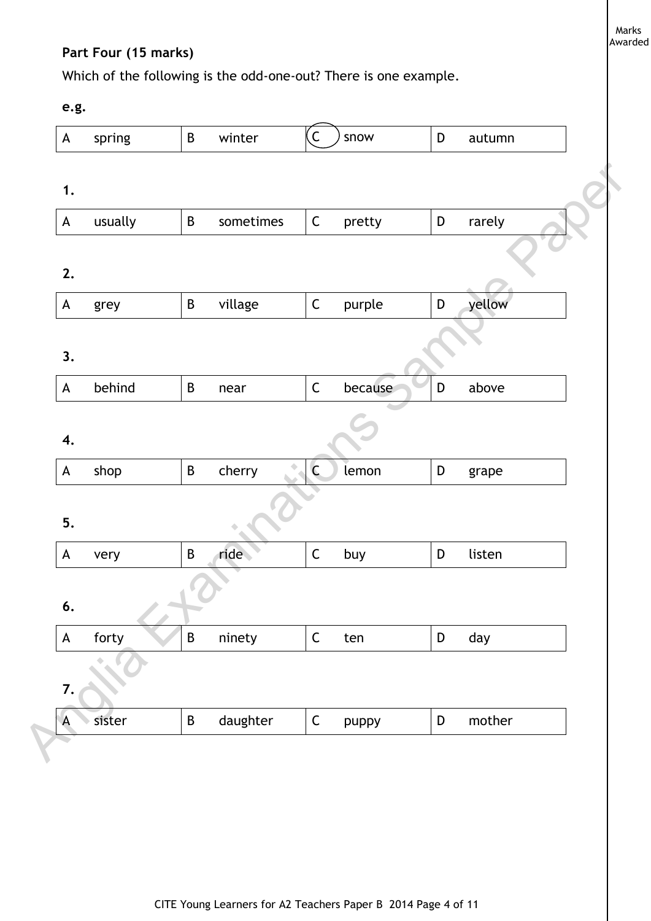**Part Four (15 marks)**

Which of the following is the odd-one-out? There is one example.

**e.g.**

| A spring | B winter | (C) snow | D autumn |
|---|---|---|---|

**1.**

| A usually | B sometimes | C pretty | D rarely |
|---|---|---|---|

**2.**

| A grey | B village | C purple | D yellow |
|---|---|---|---|

**3.**

| A behind | B near | C because | D above |
|---|---|---|---|

**4.**

| A shop | B cherry | C lemon | D grape |
|---|---|---|---|

**5.**

| A very | B ride | C buy | D listen |
|---|---|---|---|

**6.**

| A forty | B ninety | C ten | D day |
|---|---|---|---|

**7.**

| A sister | B daughter | C puppy | D mother |
|---|---|---|---|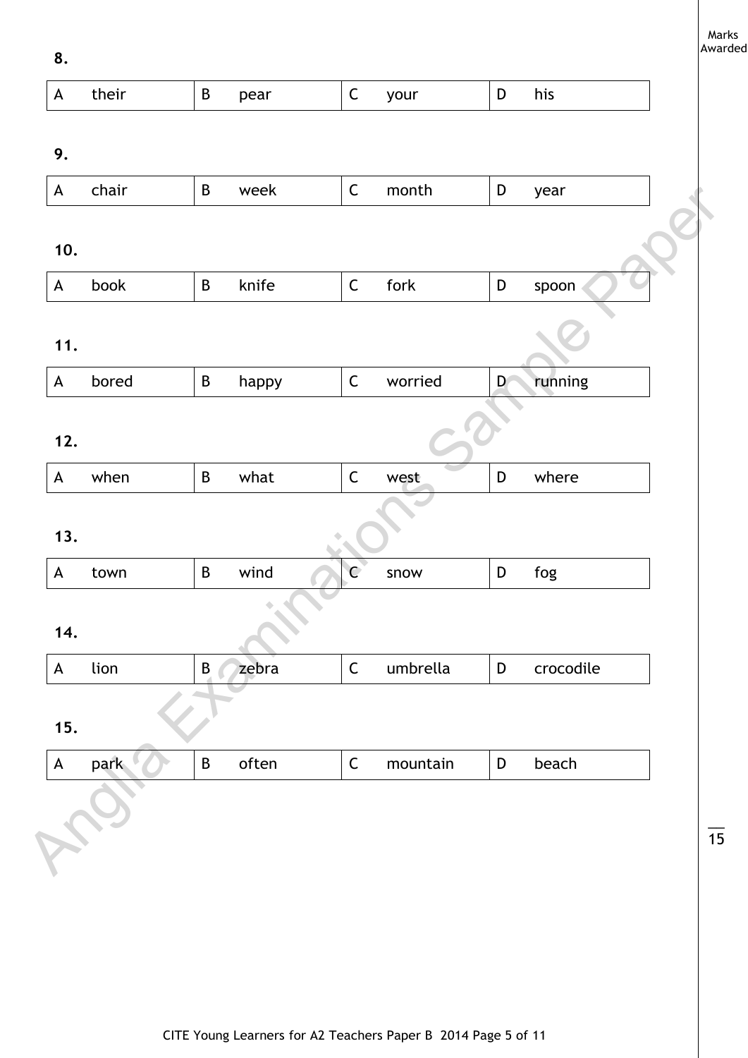Marks Awarded

**8.**

| A their | B pear | C your | D his |
|---|---|---|---|

**9.**

| A chair | B week | C month | D year |
|---|---|---|---|

**10.**

| A book | B knife | C fork | D spoon |
|---|---|---|---|

**11.**

| A bored | B happy | C worried | D running |
|---|---|---|---|

**12.**

| A when | B what | C west | D where |
|---|---|---|---|

**13.**

| A town | B wind | C snow | D fog |
|---|---|---|---|

**14.**

| A lion | B zebra | C umbrella | D crocodile |
|---|---|---|---|

**15.**

| A park | B often | C mountain | D beach |
|---|---|---|---|

___
15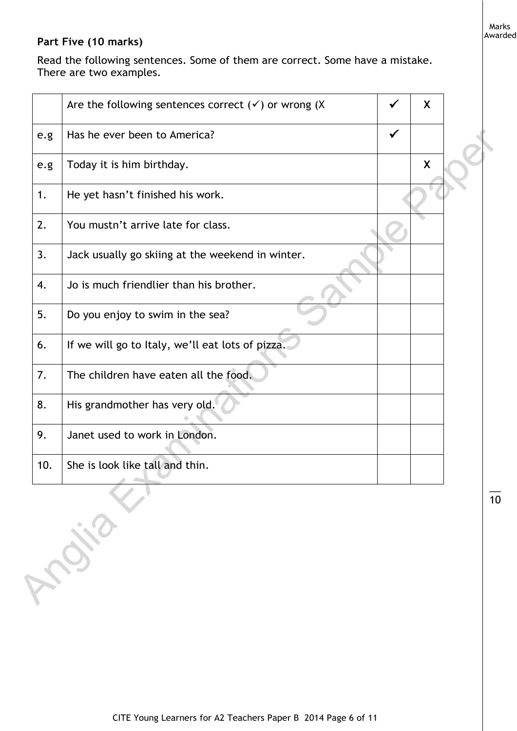**Part Five (10 marks)**

Read the following sentences. Some of them are correct. Some have a mistake.
There are two examples.

| | Are the following sentences correct (✓) or wrong (X | ✔ | X |
|---|---|---|---|
| e.g | Has he ever been to America? | ✔ | |
| e.g | Today it is him birthday. | | X |
| 1. | He yet hasn't finished his work. | | |
| 2. | You mustn't arrive late for class. | | |
| 3. | Jack usually go skiing at the weekend in winter. | | |
| 4. | Jo is much friendlier than his brother. | | |
| 5. | Do you enjoy to swim in the sea? | | |
| 6. | If we will go to Italy, we'll eat lots of pizza. | | |
| 7. | The children have eaten all the food. | | |
| 8. | His grandmother has very old. | | |
| 9. | Janet used to work in London. | | |
| 10. | She is look like tall and thin. | | |

Marks Awarded

___
10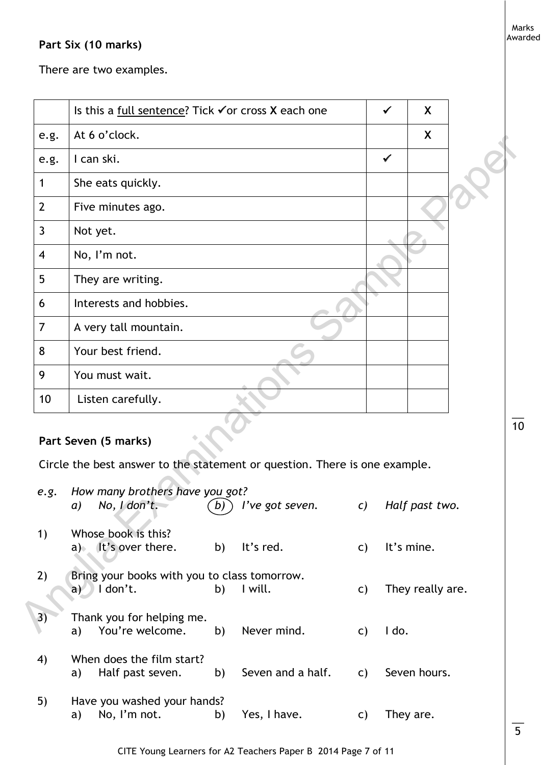**Part Six (10 marks)**

There are two examples.

| | Is this a <u>full sentence</u>? Tick ✔or cross X each one | ✔ | X |
|---|---|---|---|
| e.g. | At 6 o'clock. | | X |
| e.g. | I can ski. | ✔ | |
| 1 | She eats quickly. | | |
| 2 | Five minutes ago. | | |
| 3 | Not yet. | | |
| 4 | No, I'm not. | | |
| 5 | They are writing. | | |
| 6 | Interests and hobbies. | | |
| 7 | A very tall mountain. | | |
| 8 | Your best friend. | | |
| 9 | You must wait. | | |
| 10 | Listen carefully. | | |

**Part Seven (5 marks)**

Circle the best answer to the statement or question. There is one example.

*e.g. How many brothers have you got?*
*a) No, I don't. (b)) I've got seven. c) Half past two.*

1) Whose book is this?
a) It's over there. b) It's red. c) It's mine.

2) Bring your books with you to class tomorrow.
a) I don't. b) I will. c) They really are.

3) Thank you for helping me.
a) You're welcome. b) Never mind. c) I do.

4) When does the film start?
a) Half past seven. b) Seven and a half. c) Seven hours.

5) Have you washed your hands?
a) No, I'm not. b) Yes, I have. c) They are.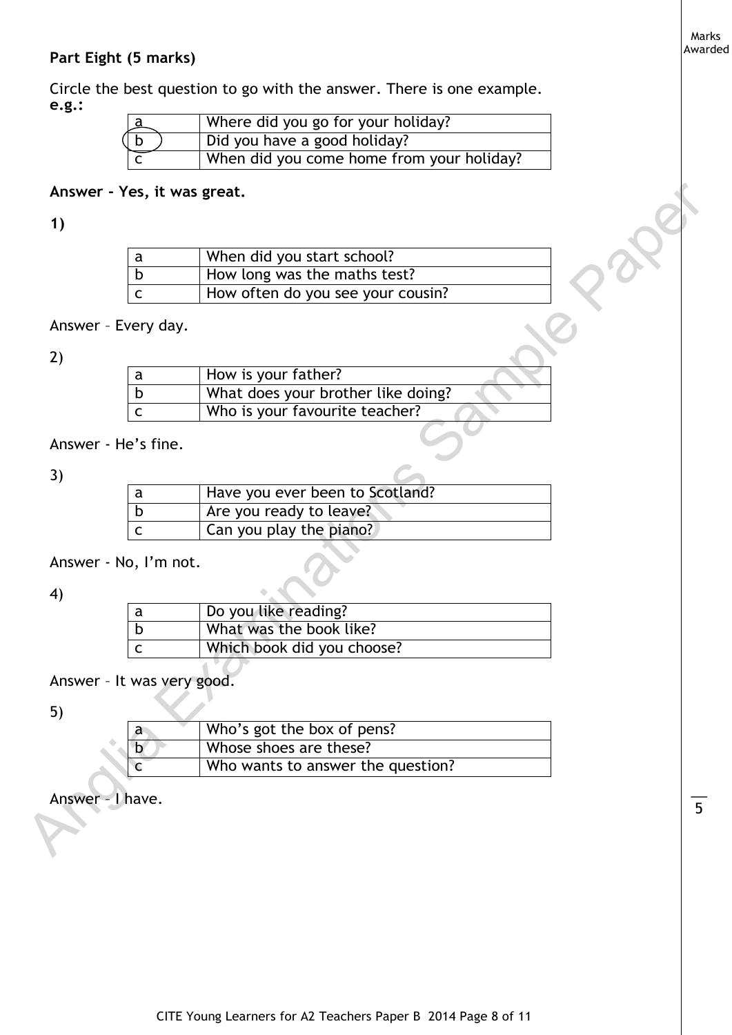**Part Eight (5 marks)**

Circle the best question to go with the answer. There is one example.
**e.g.:**

| | |
|---|---|
| a | Where did you go for your holiday? |
| (b) | Did you have a good holiday? |
| c | When did you come home from your holiday? |

**Answer – Yes, it was great.**

**1)**

| | |
|---|---|
| a | When did you start school? |
| b | How long was the maths test? |
| c | How often do you see your cousin? |

Answer – Every day.

2)

| | |
|---|---|
| a | How is your father? |
| b | What does your brother like doing? |
| c | Who is your favourite teacher? |

Answer - He's fine.

3)

| | |
|---|---|
| a | Have you ever been to Scotland? |
| b | Are you ready to leave? |
| c | Can you play the piano? |

Answer - No, I'm not.

4)

| | |
|---|---|
| a | Do you like reading? |
| b | What was the book like? |
| c | Which book did you choose? |

Answer – It was very good.

5)

| | |
|---|---|
| a | Who's got the box of pens? |
| b | Whose shoes are these? |
| c | Who wants to answer the question? |

Answer – I have.

Marks Awarded

__ 5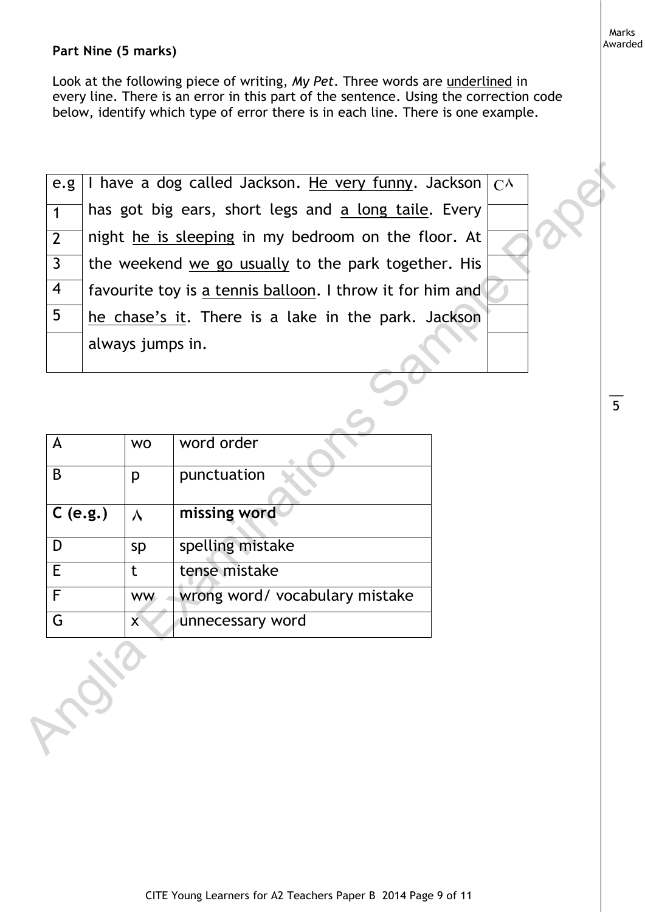**Part Nine (5 marks)**

Look at the following piece of writing, *My Pet*. Three words are <u>underlined</u> in every line. There is an error in this part of the sentence. Using the correction code below, identify which type of error there is in each line. There is one example.

| | | |
|---|---|---|
| e.g | I have a dog called Jackson. <u>He very funny</u>. Jackson | C⋏ |
| 1 | has got big ears, short legs and <u>a long taile</u>. Every | |
| 2 | night <u>he is sleeping</u> in my bedroom on the floor. At | |
| 3 | the weekend <u>we go usually</u> to the park together. His | |
| 4 | favourite toy is <u>a tennis balloon</u>. I throw it for him and | |
| 5 | <u>he chase's it</u>. There is a lake in the park. Jackson | |
| | always jumps in. | |

Marks Awarded: ___ / 5

| | | |
|---|---|---|
| A | wo | word order |
| B | p | punctuation |
| **C (e.g.)** | ⋏ | **missing word** |
| D | sp | spelling mistake |
| E | t | tense mistake |
| F | ww | wrong word/ vocabulary mistake |
| G | x | unnecessary word |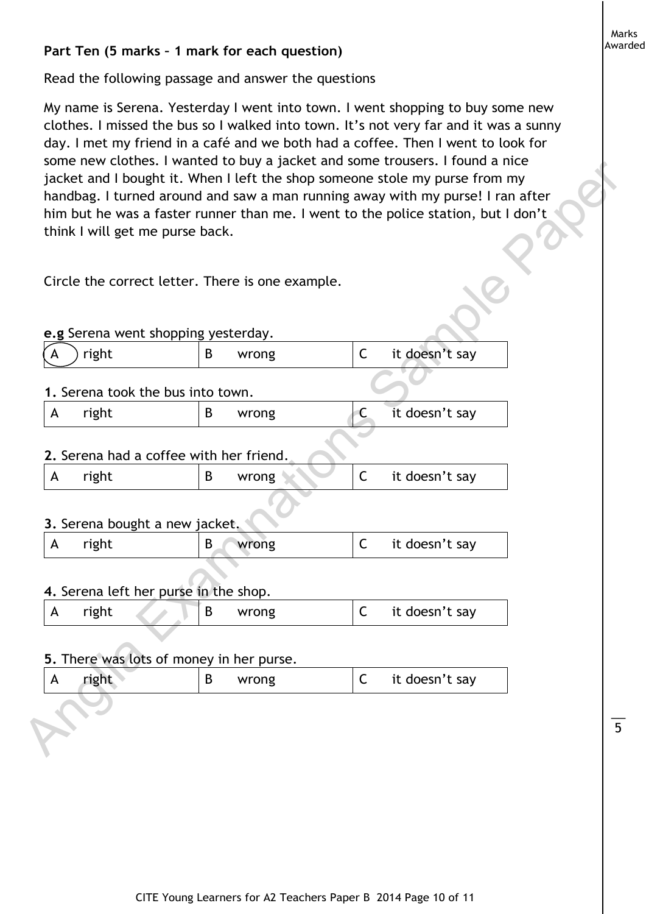**Part Ten (5 marks – 1 mark for each question)**

Marks Awarded

Read the following passage and answer the questions

My name is Serena. Yesterday I went into town. I went shopping to buy some new clothes. I missed the bus so I walked into town. It's not very far and it was a sunny day. I met my friend in a café and we both had a coffee. Then I went to look for some new clothes. I wanted to buy a jacket and some trousers. I found a nice jacket and I bought it. When I left the shop someone stole my purse from my handbag. I turned around and saw a man running away with my purse! I ran after him but he was a faster runner than me. I went to the police station, but I don't think I will get me purse back.

Circle the correct letter. There is one example.

**e.g** Serena went shopping yesterday.

| (A) right | B wrong | C it doesn't say |
|---|---|---|

**1.** Serena took the bus into town.

| A right | B wrong | C it doesn't say |
|---|---|---|

**2.** Serena had a coffee with her friend.

| A right | B wrong | C it doesn't say |
|---|---|---|

**3.** Serena bought a new jacket.

| A right | B wrong | C it doesn't say |
|---|---|---|

**4.** Serena left her purse in the shop.

| A right | B wrong | C it doesn't say |
|---|---|---|

**5.** There was lots of money in her purse.

| A right | B wrong | C it doesn't say |
|---|---|---|

5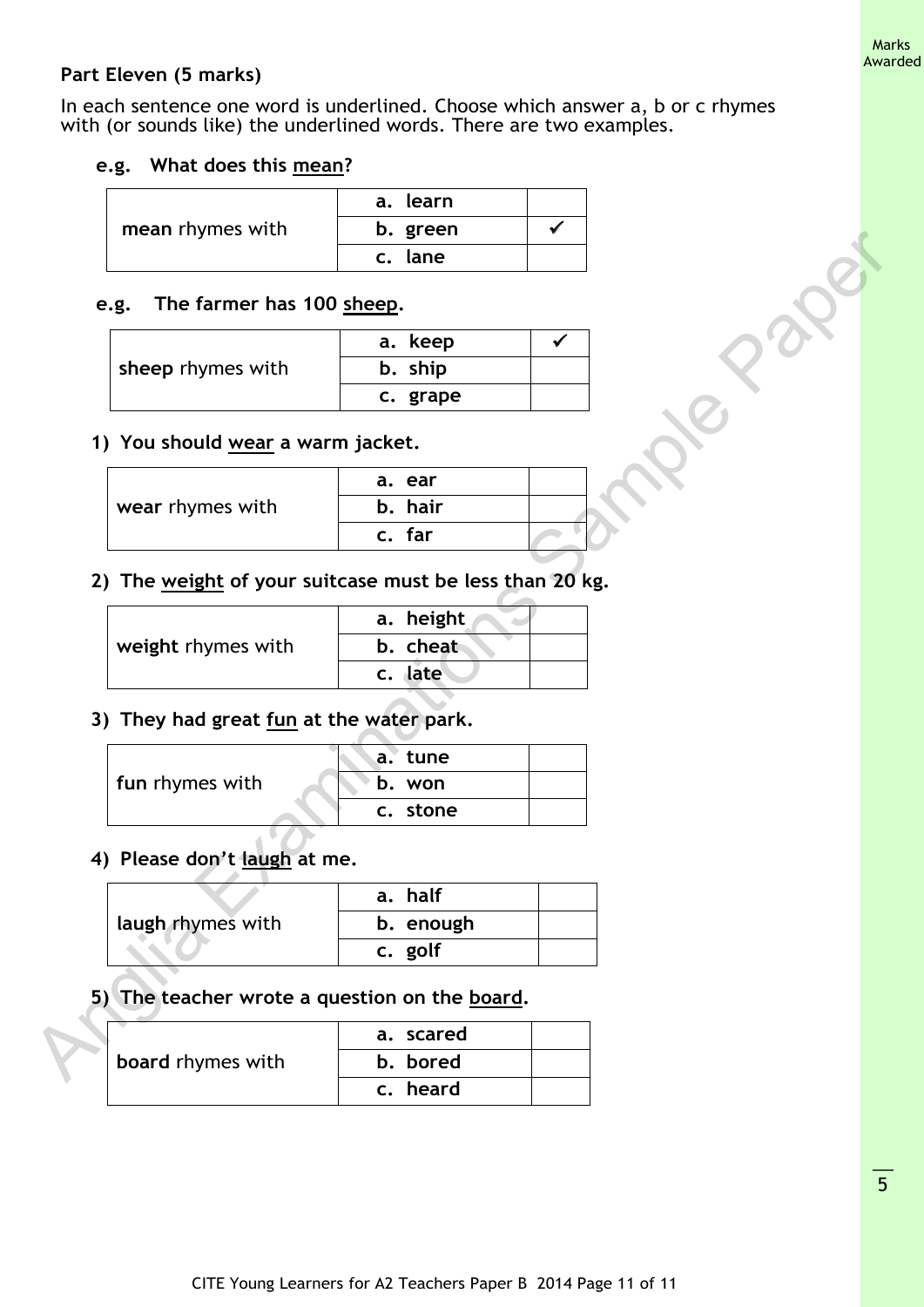**Part Eleven (5 marks)**

In each sentence one word is underlined. Choose which answer a, b or c rhymes with (or sounds like) the underlined words. There are two examples.

**e.g. What does this <u>mean</u>?**

| | | |
|---|---|---|
| **mean** rhymes with | **a. learn** | |
| | **b. green** | ✓ |
| | **c. lane** | |

**e.g. The farmer has 100 <u>sheep</u>.**

| | | |
|---|---|---|
| **sheep** rhymes with | **a. keep** | ✓ |
| | **b. ship** | |
| | **c. grape** | |

**1) You should <u>wear</u> a warm jacket.**

| | | |
|---|---|---|
| **wear** rhymes with | **a. ear** | |
| | **b. hair** | |
| | **c. far** | |

**2) The <u>weight</u> of your suitcase must be less than 20 kg.**

| | | |
|---|---|---|
| **weight** rhymes with | **a. height** | |
| | **b. cheat** | |
| | **c. late** | |

**3) They had great <u>fun</u> at the water park.**

| | | |
|---|---|---|
| **fun** rhymes with | **a. tune** | |
| | **b. won** | |
| | **c. stone** | |

**4) Please don't <u>laugh</u> at me.**

| | | |
|---|---|---|
| **laugh** rhymes with | **a. half** | |
| | **b. enough** | |
| | **c. golf** | |

**5) The teacher wrote a question on the <u>board</u>.**

| | | |
|---|---|---|
| **board** rhymes with | **a. scared** | |
| | **b. bored** | |
| | **c. heard** | |

Marks Awarded

___
5